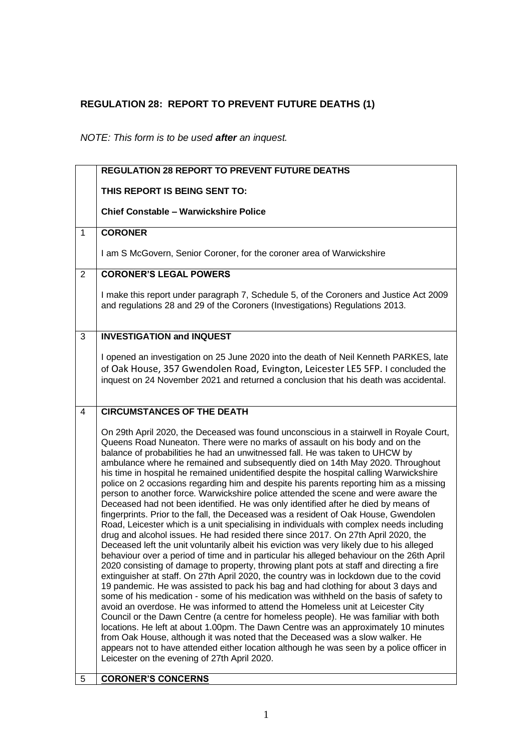## REGULATION 28: REPORT TO PREVENT FUTURE DEATHS (1)

*NOTE: This form is to be used **after** an inquest.*

| | |
|---|---|
| | **REGULATION 28 REPORT TO PREVENT FUTURE DEATHS**<br><br>**THIS REPORT IS BEING SENT TO:**<br><br>**Chief Constable – Warwickshire Police** |
| 1 | **CORONER**<br><br>I am S McGovern, Senior Coroner, for the coroner area of Warwickshire |
| 2 | **CORONER'S LEGAL POWERS**<br><br>I make this report under paragraph 7, Schedule 5, of the Coroners and Justice Act 2009 and regulations 28 and 29 of the Coroners (Investigations) Regulations 2013. |
| 3 | **INVESTIGATION and INQUEST**<br><br>I opened an investigation on 25 June 2020 into the death of Neil Kenneth PARKES, late of Oak House, 357 Gwendolen Road, Evington, Leicester LE5 5FP. I concluded the inquest on 24 November 2021 and returned a conclusion that his death was accidental. |
| 4 | **CIRCUMSTANCES OF THE DEATH**<br><br>On 29th April 2020, the Deceased was found unconscious in a stairwell in Royale Court, Queens Road Nuneaton. There were no marks of assault on his body and on the balance of probabilities he had an unwitnessed fall. He was taken to UHCW by ambulance where he remained and subsequently died on 14th May 2020. Throughout his time in hospital he remained unidentified despite the hospital calling Warwickshire police on 2 occasions regarding him and despite his parents reporting him as a missing person to another force. Warwickshire police attended the scene and were aware the Deceased had not been identified. He was only identified after he died by means of fingerprints. Prior to the fall, the Deceased was a resident of Oak House, Gwendolen Road, Leicester which is a unit specialising in individuals with complex needs including drug and alcohol issues. He had resided there since 2017. On 27th April 2020, the Deceased left the unit voluntarily albeit his eviction was very likely due to his alleged behaviour over a period of time and in particular his alleged behaviour on the 26th April 2020 consisting of damage to property, throwing plant pots at staff and directing a fire extinguisher at staff. On 27th April 2020, the country was in lockdown due to the covid 19 pandemic. He was assisted to pack his bag and had clothing for about 3 days and some of his medication - some of his medication was withheld on the basis of safety to avoid an overdose. He was informed to attend the Homeless unit at Leicester City Council or the Dawn Centre (a centre for homeless people). He was familiar with both locations. He left at about 1.00pm. The Dawn Centre was an approximately 10 minutes from Oak House, although it was noted that the Deceased was a slow walker. He appears not to have attended either location although he was seen by a police officer in Leicester on the evening of 27th April 2020. |
| 5 | **CORONER'S CONCERNS** |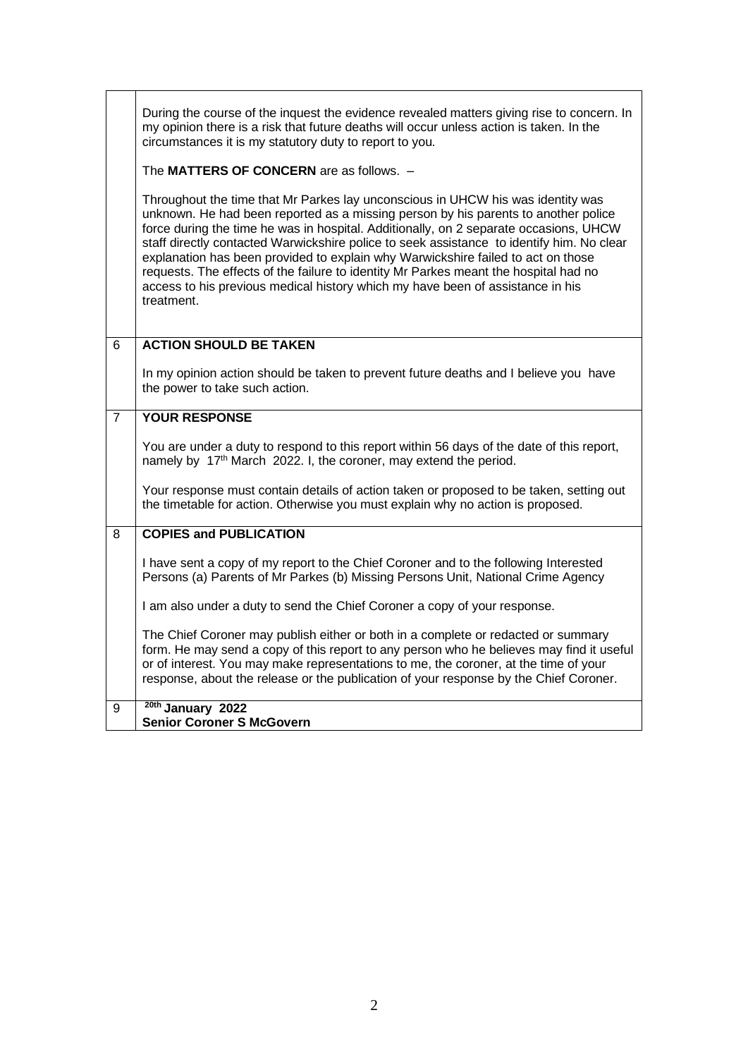| | |
|---|---|
| | During the course of the inquest the evidence revealed matters giving rise to concern. In my opinion there is a risk that future deaths will occur unless action is taken. In the circumstances it is my statutory duty to report to you.<br><br>The **MATTERS OF CONCERN** are as follows. –<br><br>Throughout the time that Mr Parkes lay unconscious in UHCW his was identity was unknown. He had been reported as a missing person by his parents to another police force during the time he was in hospital. Additionally, on 2 separate occasions, UHCW staff directly contacted Warwickshire police to seek assistance to identify him. No clear explanation has been provided to explain why Warwickshire failed to act on those requests. The effects of the failure to identity Mr Parkes meant the hospital had no access to his previous medical history which my have been of assistance in his treatment. |
| 6 | **ACTION SHOULD BE TAKEN**<br><br>In my opinion action should be taken to prevent future deaths and I believe you have the power to take such action. |
| 7 | **YOUR RESPONSE**<br><br>You are under a duty to respond to this report within 56 days of the date of this report, namely by 17th March 2022. I, the coroner, may extend the period.<br><br>Your response must contain details of action taken or proposed to be taken, setting out the timetable for action. Otherwise you must explain why no action is proposed. |
| 8 | **COPIES and PUBLICATION**<br><br>I have sent a copy of my report to the Chief Coroner and to the following Interested Persons (a) Parents of Mr Parkes (b) Missing Persons Unit, National Crime Agency<br><br>I am also under a duty to send the Chief Coroner a copy of your response.<br><br>The Chief Coroner may publish either or both in a complete or redacted or summary form. He may send a copy of this report to any person who he believes may find it useful or of interest. You may make representations to me, the coroner, at the time of your response, about the release or the publication of your response by the Chief Coroner. |
| 9 | **20th January 2022**<br>**Senior Coroner S McGovern** |